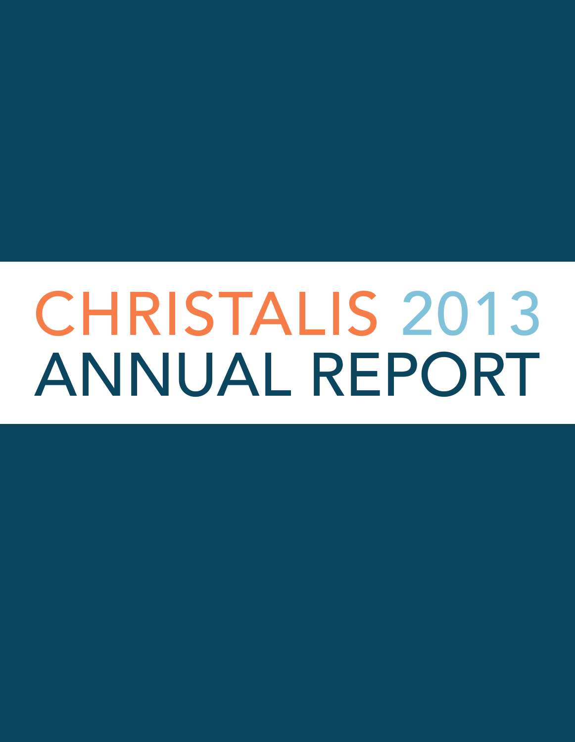# CHRISTALIS 2013 ANNUAL REPORT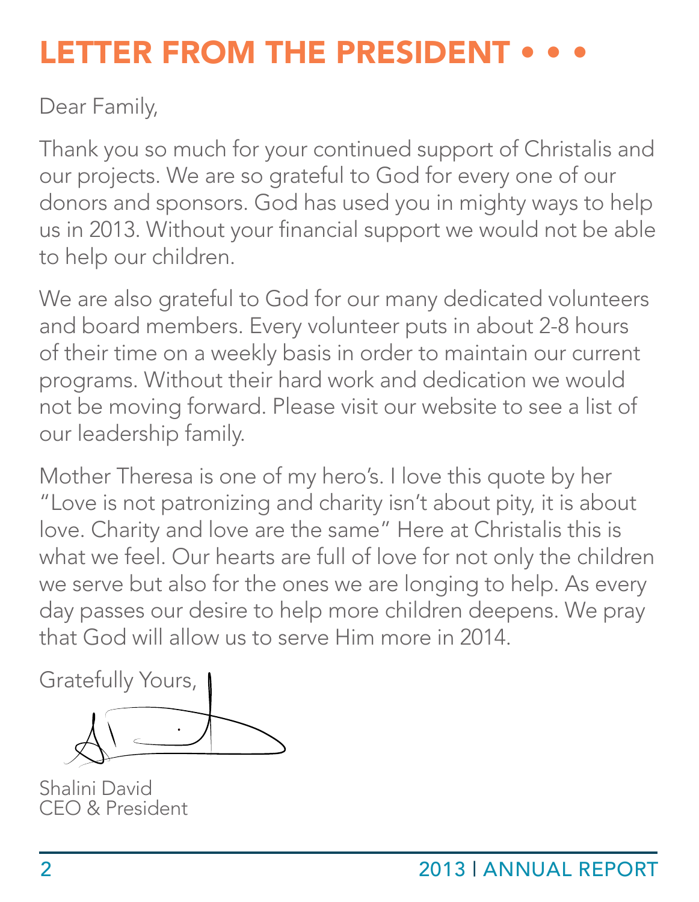# LETTER FROM THE PRESIDENT • • •

Dear Family,

Thank you so much for your continued support of Christalis and our projects. We are so grateful to God for every one of our donors and sponsors. God has used you in mighty ways to help us in 2013. Without your financial support we would not be able to help our children.

We are also grateful to God for our many dedicated volunteers and board members. Every volunteer puts in about 2-8 hours of their time on a weekly basis in order to maintain our current programs. Without their hard work and dedication we would not be moving forward. Please visit our website to see a list of our leadership family.

Mother Theresa is one of my hero's. I love this quote by her "Love is not patronizing and charity isn't about pity, it is about love. Charity and love are the same" Here at Christalis this is what we feel. Our hearts are full of love for not only the children we serve but also for the ones we are longing to help. As every day passes our desire to help more children deepens. We pray that God will allow us to serve Him more in 2014.

Gratefully Yours,

Shalini David
CEO & President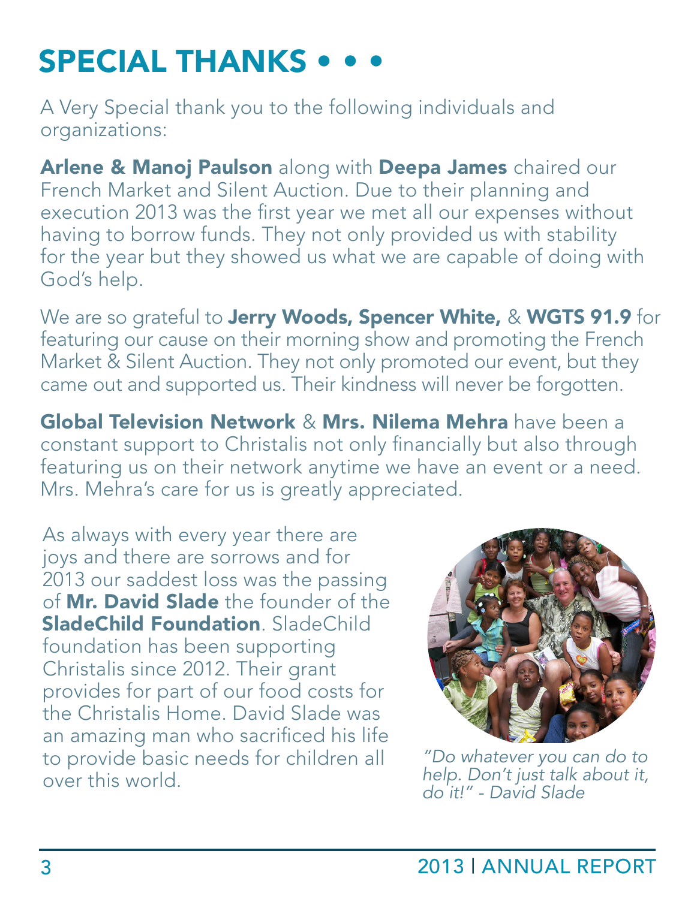# SPECIAL THANKS • • •

A Very Special thank you to the following individuals and organizations:

**Arlene & Manoj Paulson** along with **Deepa James** chaired our French Market and Silent Auction. Due to their planning and execution 2013 was the first year we met all our expenses without having to borrow funds. They not only provided us with stability for the year but they showed us what we are capable of doing with God's help.

We are so grateful to **Jerry Woods, Spencer White,** & **WGTS 91.9** for featuring our cause on their morning show and promoting the French Market & Silent Auction. They not only promoted our event, but they came out and supported us. Their kindness will never be forgotten.

**Global Television Network** & **Mrs. Nilema Mehra** have been a constant support to Christalis not only financially but also through featuring us on their network anytime we have an event or a need. Mrs. Mehra's care for us is greatly appreciated.

As always with every year there are joys and there are sorrows and for 2013 our saddest loss was the passing of **Mr. David Slade** the founder of the **SladeChild Foundation**. SladeChild foundation has been supporting Christalis since 2012. Their grant provides for part of our food costs for the Christalis Home. David Slade was an amazing man who sacrificed his life to provide basic needs for children all over this world.

*"Do whatever you can do to help. Don't just talk about it, do it!" - David Slade*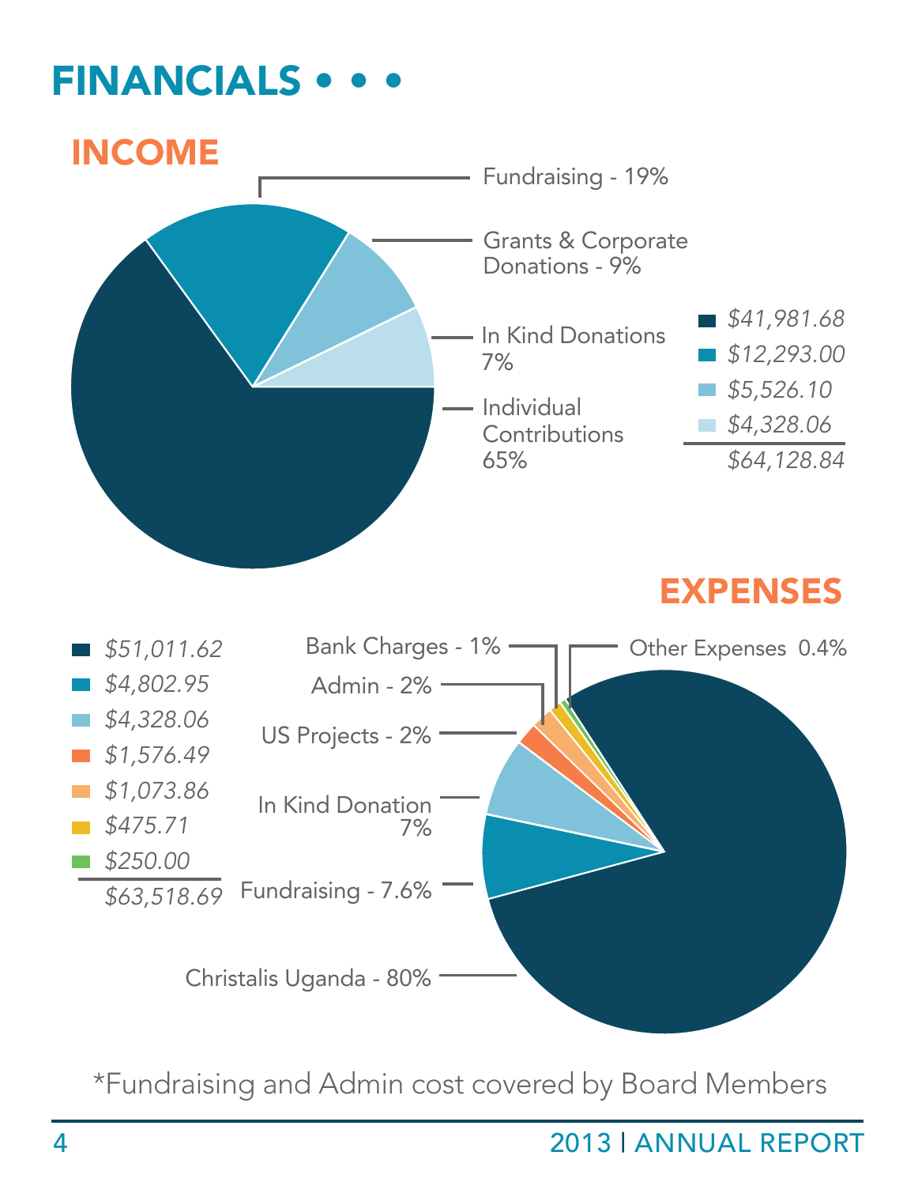# FINANCIALS • • •

## INCOME

- Fundraising - 19%
- Grants & Corporate Donations - 9%
- In Kind Donations 7%
- Individual Contributions 65%

| | |
|---|---|
| ■ | *$41,981.68* |
| ■ | *$12,293.00* |
| ■ | *$5,526.10* |
| ■ | *$4,328.06* |
| | *$64,128.84* |

## EXPENSES

- Bank Charges - 1%
- Other Expenses 0.4%
- Admin - 2%
- US Projects - 2%
- In Kind Donation 7%
- Fundraising - 7.6%
- Christalis Uganda - 80%

| | |
|---|---|
| ■ | *$51,011.62* |
| ■ | *$4,802.95* |
| ■ | *$4,328.06* |
| ■ | *$1,576.49* |
| ■ | *$1,073.86* |
| ■ | *$475.71* |
| ■ | *$250.00* |
| | *$63,518.69* |

*Fundraising and Admin cost covered by Board Members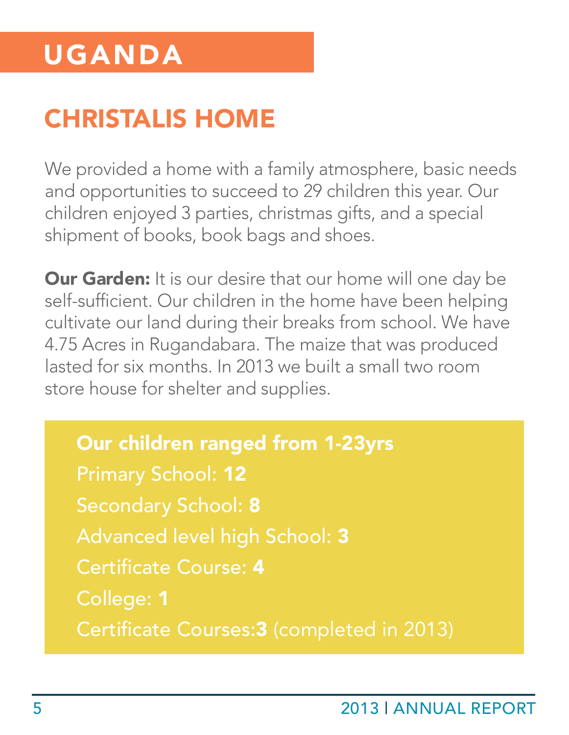# UGANDA

## CHRISTALIS HOME

We provided a home with a family atmosphere, basic needs and opportunities to succeed to 29 children this year. Our children enjoyed 3 parties, christmas gifts, and a special shipment of books, book bags and shoes.

**Our Garden:** It is our desire that our home will one day be self-sufficient. Our children in the home have been helping cultivate our land during their breaks from school. We have 4.75 Acres in Rugandabara. The maize that was produced lasted for six months. In 2013 we built a small two room store house for shelter and supplies.

**Our children ranged from 1-23yrs**

Primary School: **12**

Secondary School: **8**

Advanced level high School: **3**

Certificate Course: **4**

College: **1**

Certificate Courses:**3** (completed in 2013)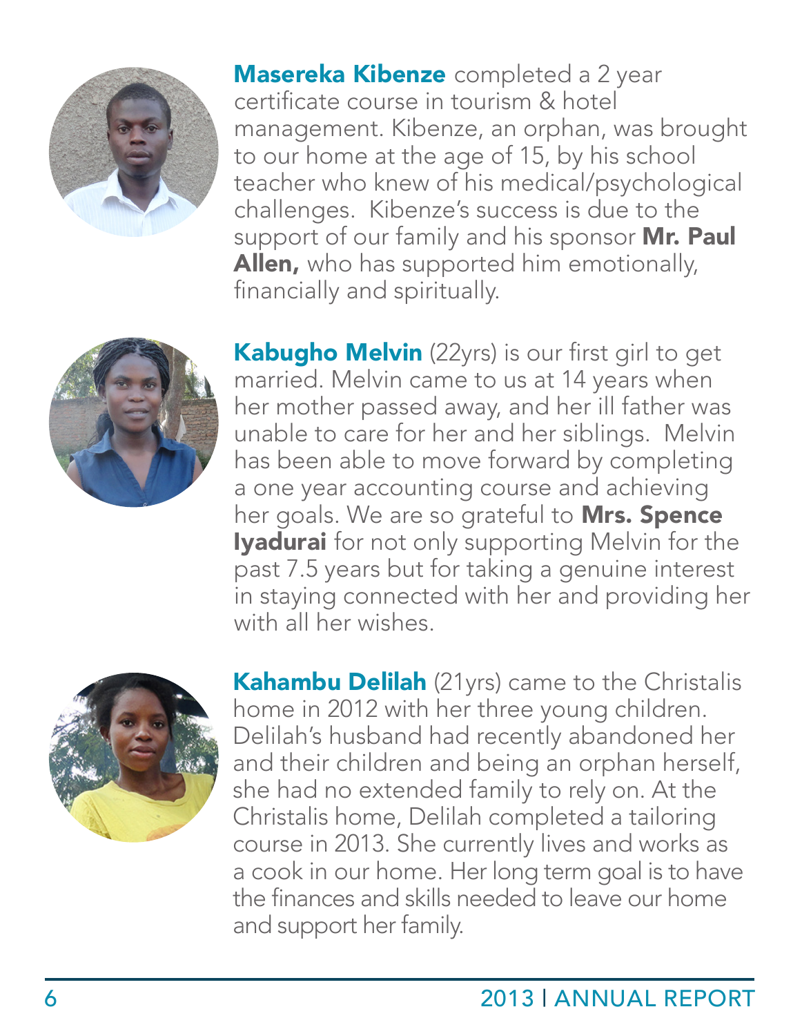**Masereka Kibenze** completed a 2 year certificate course in tourism & hotel management. Kibenze, an orphan, was brought to our home at the age of 15, by his school teacher who knew of his medical/psychological challenges. Kibenze's success is due to the support of our family and his sponsor **Mr. Paul Allen,** who has supported him emotionally, financially and spiritually.

**Kabugho Melvin** (22yrs) is our first girl to get married. Melvin came to us at 14 years when her mother passed away, and her ill father was unable to care for her and her siblings. Melvin has been able to move forward by completing a one year accounting course and achieving her goals. We are so grateful to **Mrs. Spence Iyadurai** for not only supporting Melvin for the past 7.5 years but for taking a genuine interest in staying connected with her and providing her with all her wishes.

**Kahambu Delilah** (21yrs) came to the Christalis home in 2012 with her three young children. Delilah's husband had recently abandoned her and their children and being an orphan herself, she had no extended family to rely on. At the Christalis home, Delilah completed a tailoring course in 2013. She currently lives and works as a cook in our home. Her long term goal is to have the finances and skills needed to leave our home and support her family.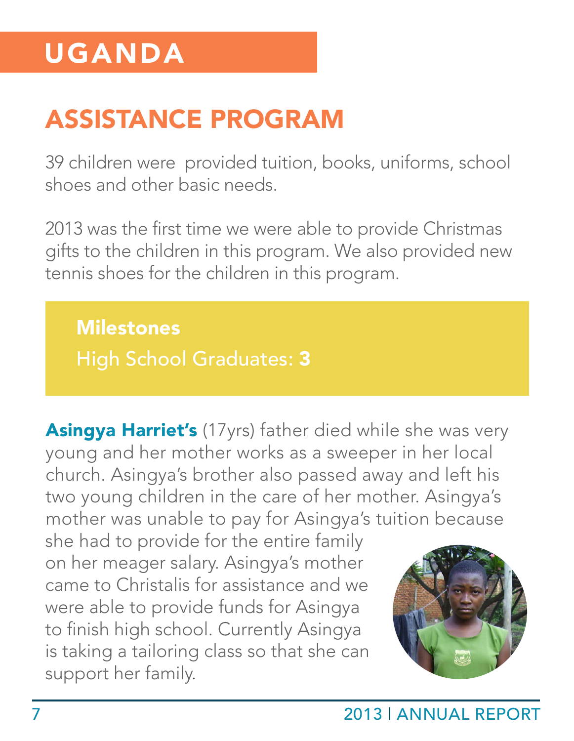# UGANDA

## ASSISTANCE PROGRAM

39 children were provided tuition, books, uniforms, school shoes and other basic needs.

2013 was the first time we were able to provide Christmas gifts to the children in this program. We also provided new tennis shoes for the children in this program.

**Milestones**

High School Graduates: **3**

**Asingya Harriet's** (17yrs) father died while she was very young and her mother works as a sweeper in her local church. Asingya's brother also passed away and left his two young children in the care of her mother. Asingya's mother was unable to pay for Asingya's tuition because she had to provide for the entire family on her meager salary. Asingya's mother came to Christalis for assistance and we were able to provide funds for Asingya to finish high school. Currently Asingya is taking a tailoring class so that she can support her family.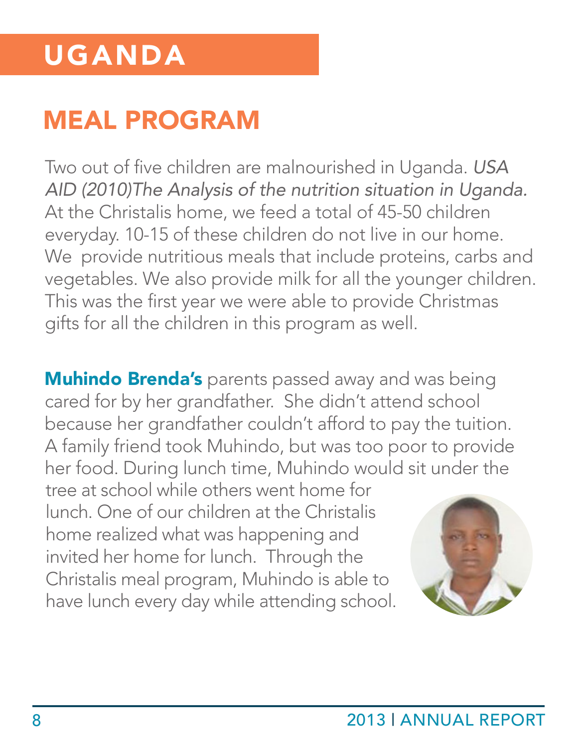# UGANDA

## MEAL PROGRAM

Two out of five children are malnourished in Uganda. *USA AID (2010)The Analysis of the nutrition situation in Uganda.* At the Christalis home, we feed a total of 45-50 children everyday. 10-15 of these children do not live in our home. We provide nutritious meals that include proteins, carbs and vegetables. We also provide milk for all the younger children. This was the first year we were able to provide Christmas gifts for all the children in this program as well.

**Muhindo Brenda's** parents passed away and was being cared for by her grandfather. She didn't attend school because her grandfather couldn't afford to pay the tuition. A family friend took Muhindo, but was too poor to provide her food. During lunch time, Muhindo would sit under the tree at school while others went home for lunch. One of our children at the Christalis home realized what was happening and invited her home for lunch. Through the Christalis meal program, Muhindo is able to have lunch every day while attending school.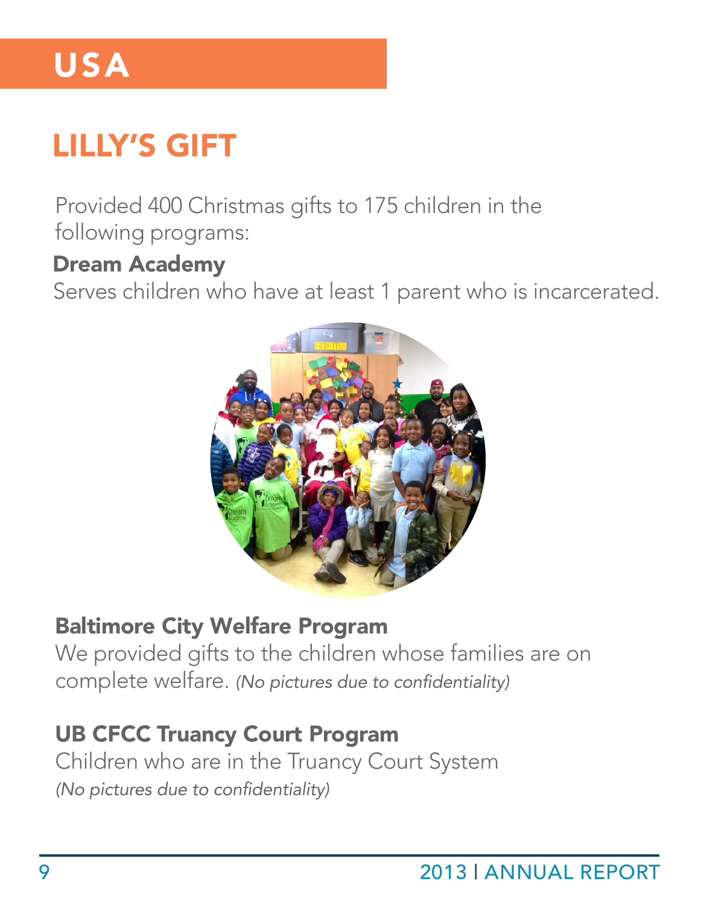# USA

## LILLY'S GIFT

Provided 400 Christmas gifts to 175 children in the following programs:

**Dream Academy**

Serves children who have at least 1 parent who is incarcerated.

**Baltimore City Welfare Program**

We provided gifts to the children whose families are on complete welfare. *(No pictures due to confidentiality)*

**UB CFCC Truancy Court Program**

Children who are in the Truancy Court System

*(No pictures due to confidentiality)*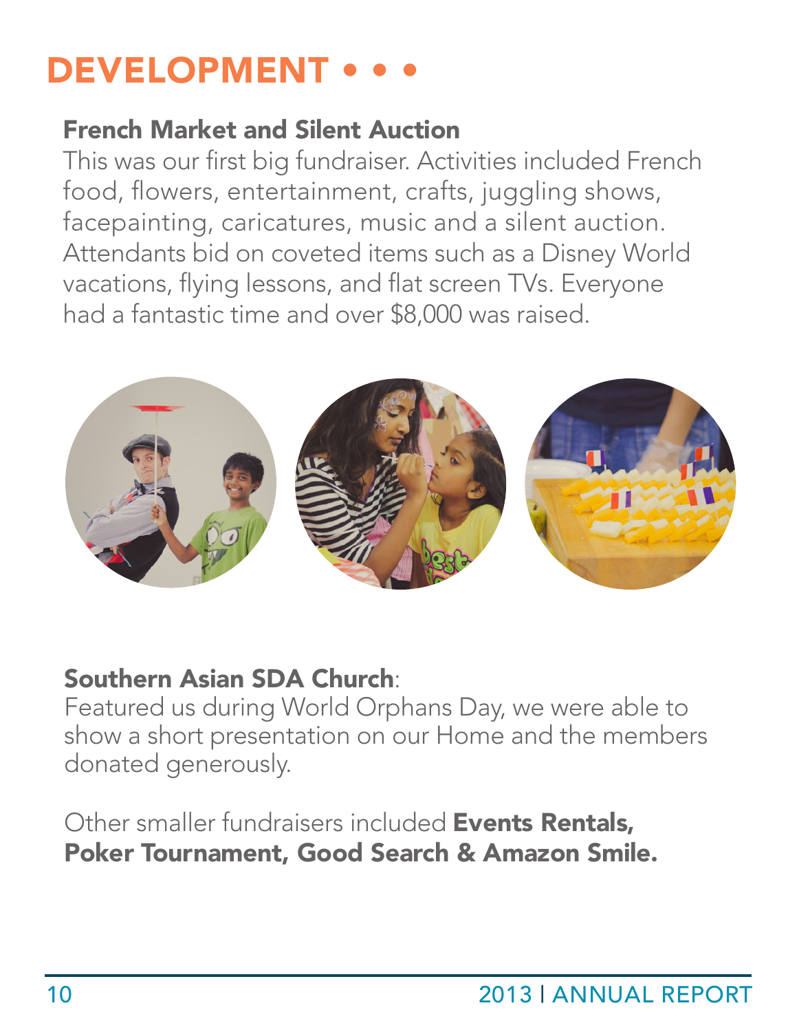# DEVELOPMENT • • •

### French Market and Silent Auction

This was our first big fundraiser. Activities included French food, flowers, entertainment, crafts, juggling shows, facepainting, caricatures, music and a silent auction. Attendants bid on coveted items such as a Disney World vacations, flying lessons, and flat screen TVs. Everyone had a fantastic time and over $8,000 was raised.

**Southern Asian SDA Church**:
Featured us during World Orphans Day, we were able to show a short presentation on our Home and the members donated generously.

Other smaller fundraisers included **Events Rentals, Poker Tournament, Good Search & Amazon Smile.**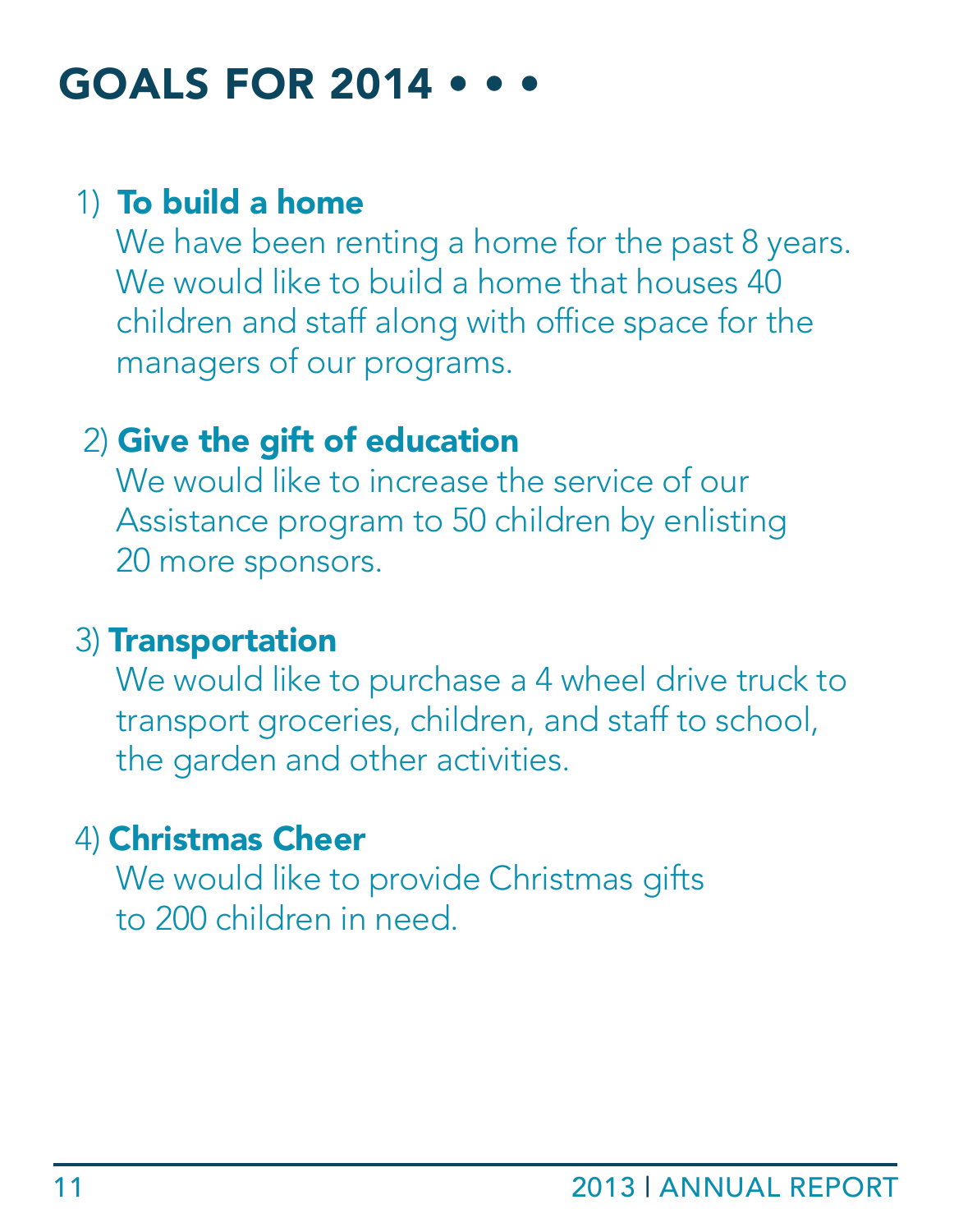# GOALS FOR 2014 • • •

1) **To build a home**
   We have been renting a home for the past 8 years. We would like to build a home that houses 40 children and staff along with office space for the managers of our programs.

2) **Give the gift of education**
   We would like to increase the service of our Assistance program to 50 children by enlisting 20 more sponsors.

3) **Transportation**
   We would like to purchase a 4 wheel drive truck to transport groceries, children, and staff to school, the garden and other activities.

4) **Christmas Cheer**
   We would like to provide Christmas gifts to 200 children in need.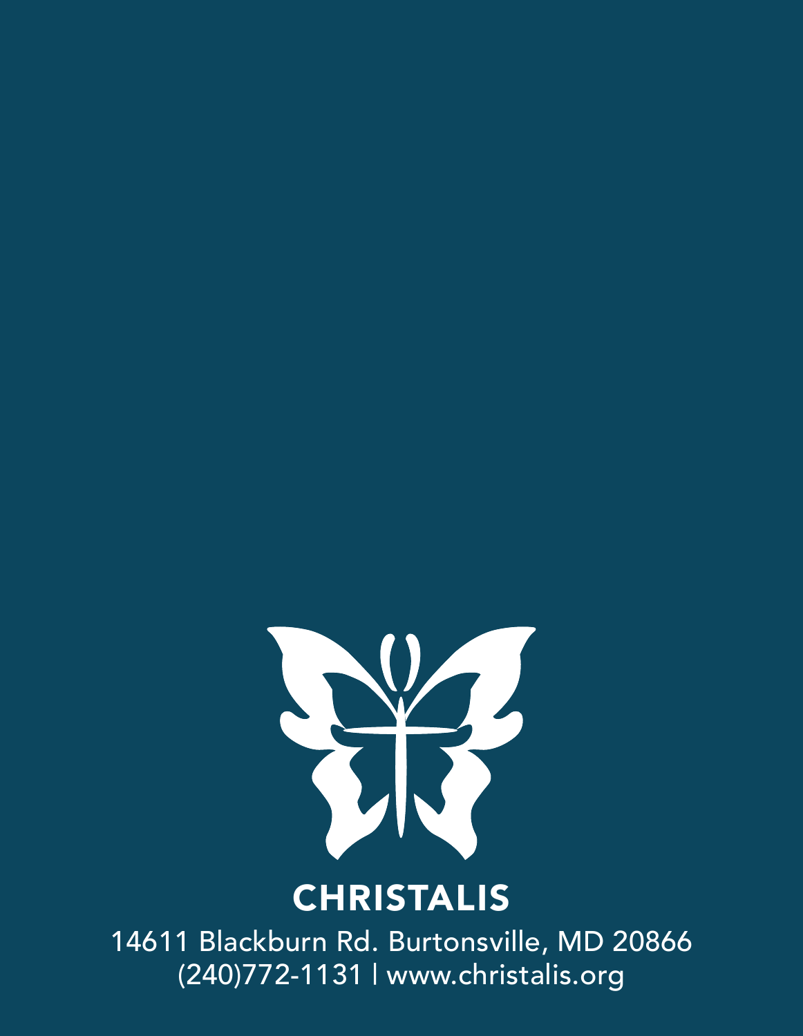CHRISTALIS

14611 Blackburn Rd. Burtonsville, MD 20866
(240)772-1131 | www.christalis.org